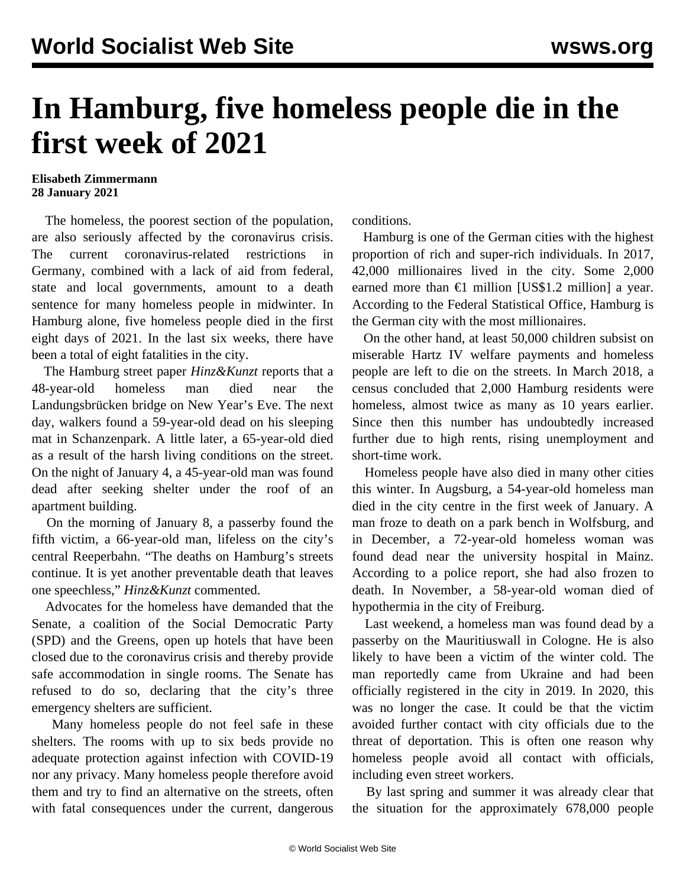# In Hamburg, five homeless people die in the first week of 2021

**Elisabeth Zimmermann**
**28 January 2021**

The homeless, the poorest section of the population, are also seriously affected by the coronavirus crisis. The current coronavirus-related restrictions in Germany, combined with a lack of aid from federal, state and local governments, amount to a death sentence for many homeless people in midwinter. In Hamburg alone, five homeless people died in the first eight days of 2021. In the last six weeks, there have been a total of eight fatalities in the city.

The Hamburg street paper *Hinz&Kunzt* reports that a 48-year-old homeless man died near the Landungsbrücken bridge on New Year's Eve. The next day, walkers found a 59-year-old dead on his sleeping mat in Schanzenpark. A little later, a 65-year-old died as a result of the harsh living conditions on the street. On the night of January 4, a 45-year-old man was found dead after seeking shelter under the roof of an apartment building.

On the morning of January 8, a passerby found the fifth victim, a 66-year-old man, lifeless on the city's central Reeperbahn. "The deaths on Hamburg's streets continue. It is yet another preventable death that leaves one speechless," *Hinz&Kunzt* commented.

Advocates for the homeless have demanded that the Senate, a coalition of the Social Democratic Party (SPD) and the Greens, open up hotels that have been closed due to the coronavirus crisis and thereby provide safe accommodation in single rooms. The Senate has refused to do so, declaring that the city's three emergency shelters are sufficient.

Many homeless people do not feel safe in these shelters. The rooms with up to six beds provide no adequate protection against infection with COVID-19 nor any privacy. Many homeless people therefore avoid them and try to find an alternative on the streets, often with fatal consequences under the current, dangerous conditions.

Hamburg is one of the German cities with the highest proportion of rich and super-rich individuals. In 2017, 42,000 millionaires lived in the city. Some 2,000 earned more than €1 million [US$1.2 million] a year. According to the Federal Statistical Office, Hamburg is the German city with the most millionaires.

On the other hand, at least 50,000 children subsist on miserable Hartz IV welfare payments and homeless people are left to die on the streets. In March 2018, a census concluded that 2,000 Hamburg residents were homeless, almost twice as many as 10 years earlier. Since then this number has undoubtedly increased further due to high rents, rising unemployment and short-time work.

Homeless people have also died in many other cities this winter. In Augsburg, a 54-year-old homeless man died in the city centre in the first week of January. A man froze to death on a park bench in Wolfsburg, and in December, a 72-year-old homeless woman was found dead near the university hospital in Mainz. According to a police report, she had also frozen to death. In November, a 58-year-old woman died of hypothermia in the city of Freiburg.

Last weekend, a homeless man was found dead by a passerby on the Mauritiuswall in Cologne. He is also likely to have been a victim of the winter cold. The man reportedly came from Ukraine and had been officially registered in the city in 2019. In 2020, this was no longer the case. It could be that the victim avoided further contact with city officials due to the threat of deportation. This is often one reason why homeless people avoid all contact with officials, including even street workers.

By last spring and summer it was already clear that the situation for the approximately 678,000 people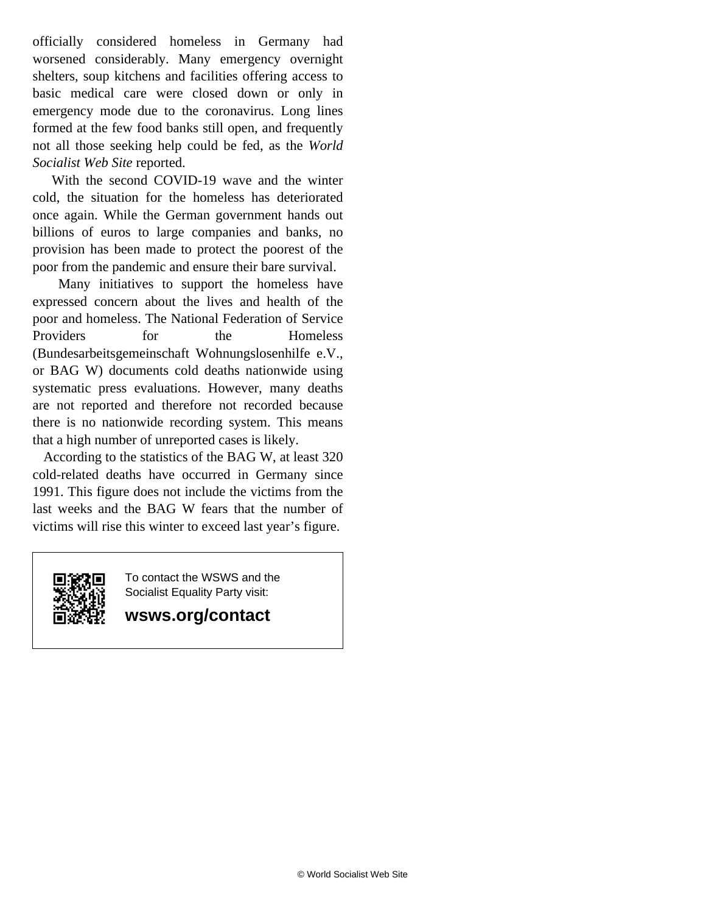officially considered homeless in Germany had worsened considerably. Many emergency overnight shelters, soup kitchens and facilities offering access to basic medical care were closed down or only in emergency mode due to the coronavirus. Long lines formed at the few food banks still open, and frequently not all those seeking help could be fed, as the *World Socialist Web Site* reported.

With the second COVID-19 wave and the winter cold, the situation for the homeless has deteriorated once again. While the German government hands out billions of euros to large companies and banks, no provision has been made to protect the poorest of the poor from the pandemic and ensure their bare survival.

Many initiatives to support the homeless have expressed concern about the lives and health of the poor and homeless. The National Federation of Service Providers for the Homeless (Bundesarbeitsgemeinschaft Wohnungslosenhilfe e.V., or BAG W) documents cold deaths nationwide using systematic press evaluations. However, many deaths are not reported and therefore not recorded because there is no nationwide recording system. This means that a high number of unreported cases is likely.

According to the statistics of the BAG W, at least 320 cold-related deaths have occurred in Germany since 1991. This figure does not include the victims from the last weeks and the BAG W fears that the number of victims will rise this winter to exceed last year's figure.

To contact the WSWS and the Socialist Equality Party visit:

**wsws.org/contact**